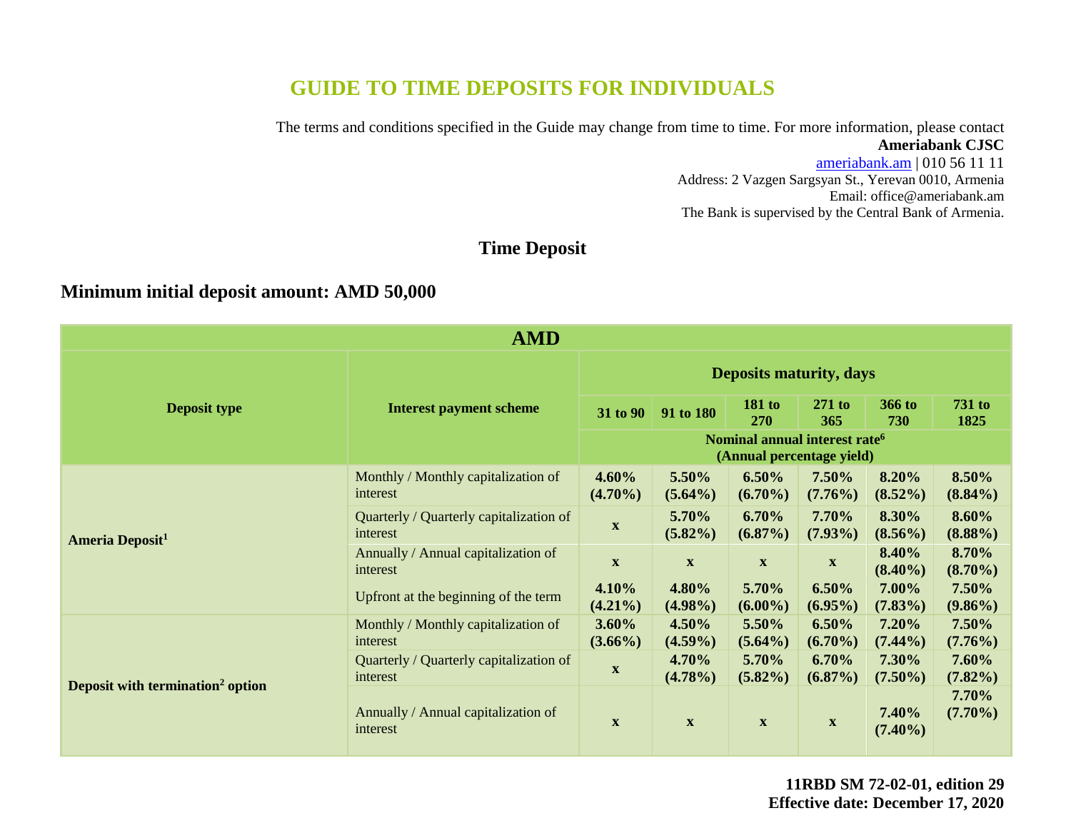# GUIDE TO TIME DEPOSITS FOR INDIVIDUALS

The terms and conditions specified in the Guide may change from time to time. For more information, please contact
**Ameriabank CJSC**
ameriabank.am | 010 56 11 11
Address: 2 Vazgen Sargsyan St., Yerevan 0010, Armenia
Email: office@ameriabank.am
The Bank is supervised by the Central Bank of Armenia.

## Time Deposit

### Minimum initial deposit amount: AMD 50,000

| AMD | | | | | | | |
|---|---|---|---|---|---|---|---|
| **Deposit type** | **Interest payment scheme** | **Deposits maturity, days** | | | | | |
| | | **31 to 90** | **91 to 180** | **181 to 270** | **271 to 365** | **366 to 730** | **731 to 1825** |
| | | **Nominal annual interest rate[6] (Annual percentage yield)** | | | | | |
| **Ameria Deposit[1]** | Monthly / Monthly capitalization of interest | **4.60% (4.70%)** | **5.50% (5.64%)** | **6.50% (6.70%)** | **7.50% (7.76%)** | **8.20% (8.52%)** | **8.50% (8.84%)** |
| | Quarterly / Quarterly capitalization of interest | **x** | **5.70% (5.82%)** | **6.70% (6.87%)** | **7.70% (7.93%)** | **8.30% (8.56%)** | **8.60% (8.88%)** |
| | Annually / Annual capitalization of interest | **x** | **x** | **x** | **x** | **8.40% (8.40%)** | **8.70% (8.70%)** |
| | Upfront at the beginning of the term | **4.10% (4.21%)** | **4.80% (4.98%)** | **5.70% (6.00%)** | **6.50% (6.95%)** | **7.00% (7.83%)** | **7.50% (9.86%)** |
| **Deposit with termination[2] option** | Monthly / Monthly capitalization of interest | **3.60% (3.66%)** | **4.50% (4.59%)** | **5.50% (5.64%)** | **6.50% (6.70%)** | **7.20% (7.44%)** | **7.50% (7.76%)** |
| | Quarterly / Quarterly capitalization of interest | **x** | **4.70% (4.78%)** | **5.70% (5.82%)** | **6.70% (6.87%)** | **7.30% (7.50%)** | **7.60% (7.82%)** |
| | Annually / Annual capitalization of interest | **x** | **x** | **x** | **x** | **7.40% (7.40%)** | **7.70% (7.70%)** |

**11RBD SM 72-02-01, edition 29**
**Effective date: December 17, 2020**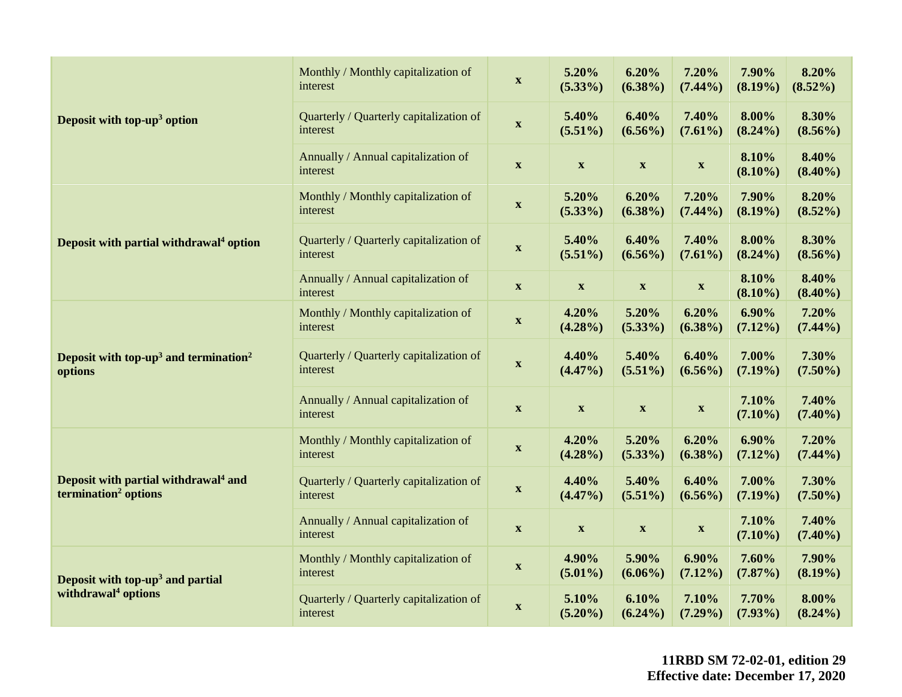| | | | | | | | |
|---|---|---|---|---|---|---|---|
| **Deposit with top-up[3] option** | Monthly / Monthly capitalization of interest | **x** | **5.20% (5.33%)** | **6.20% (6.38%)** | **7.20% (7.44%)** | **7.90% (8.19%)** | **8.20% (8.52%)** |
| | Quarterly / Quarterly capitalization of interest | **x** | **5.40% (5.51%)** | **6.40% (6.56%)** | **7.40% (7.61%)** | **8.00% (8.24%)** | **8.30% (8.56%)** |
| | Annually / Annual capitalization of interest | **x** | **x** | **x** | **x** | **8.10% (8.10%)** | **8.40% (8.40%)** |
| **Deposit with partial withdrawal[4] option** | Monthly / Monthly capitalization of interest | **x** | **5.20% (5.33%)** | **6.20% (6.38%)** | **7.20% (7.44%)** | **7.90% (8.19%)** | **8.20% (8.52%)** |
| | Quarterly / Quarterly capitalization of interest | **x** | **5.40% (5.51%)** | **6.40% (6.56%)** | **7.40% (7.61%)** | **8.00% (8.24%)** | **8.30% (8.56%)** |
| | Annually / Annual capitalization of interest | **x** | **x** | **x** | **x** | **8.10% (8.10%)** | **8.40% (8.40%)** |
| **Deposit with top-up[3] and termination[2] options** | Monthly / Monthly capitalization of interest | **x** | **4.20% (4.28%)** | **5.20% (5.33%)** | **6.20% (6.38%)** | **6.90% (7.12%)** | **7.20% (7.44%)** |
| | Quarterly / Quarterly capitalization of interest | **x** | **4.40% (4.47%)** | **5.40% (5.51%)** | **6.40% (6.56%)** | **7.00% (7.19%)** | **7.30% (7.50%)** |
| | Annually / Annual capitalization of interest | **x** | **x** | **x** | **x** | **7.10% (7.10%)** | **7.40% (7.40%)** |
| **Deposit with partial withdrawal[4] and termination[2] options** | Monthly / Monthly capitalization of interest | **x** | **4.20% (4.28%)** | **5.20% (5.33%)** | **6.20% (6.38%)** | **6.90% (7.12%)** | **7.20% (7.44%)** |
| | Quarterly / Quarterly capitalization of interest | **x** | **4.40% (4.47%)** | **5.40% (5.51%)** | **6.40% (6.56%)** | **7.00% (7.19%)** | **7.30% (7.50%)** |
| | Annually / Annual capitalization of interest | **x** | **x** | **x** | **x** | **7.10% (7.10%)** | **7.40% (7.40%)** |
| **Deposit with top-up[3] and partial withdrawal[4] options** | Monthly / Monthly capitalization of interest | **x** | **4.90% (5.01%)** | **5.90% (6.06%)** | **6.90% (7.12%)** | **7.60% (7.87%)** | **7.90% (8.19%)** |
| | Quarterly / Quarterly capitalization of interest | **x** | **5.10% (5.20%)** | **6.10% (6.24%)** | **7.10% (7.29%)** | **7.70% (7.93%)** | **8.00% (8.24%)** |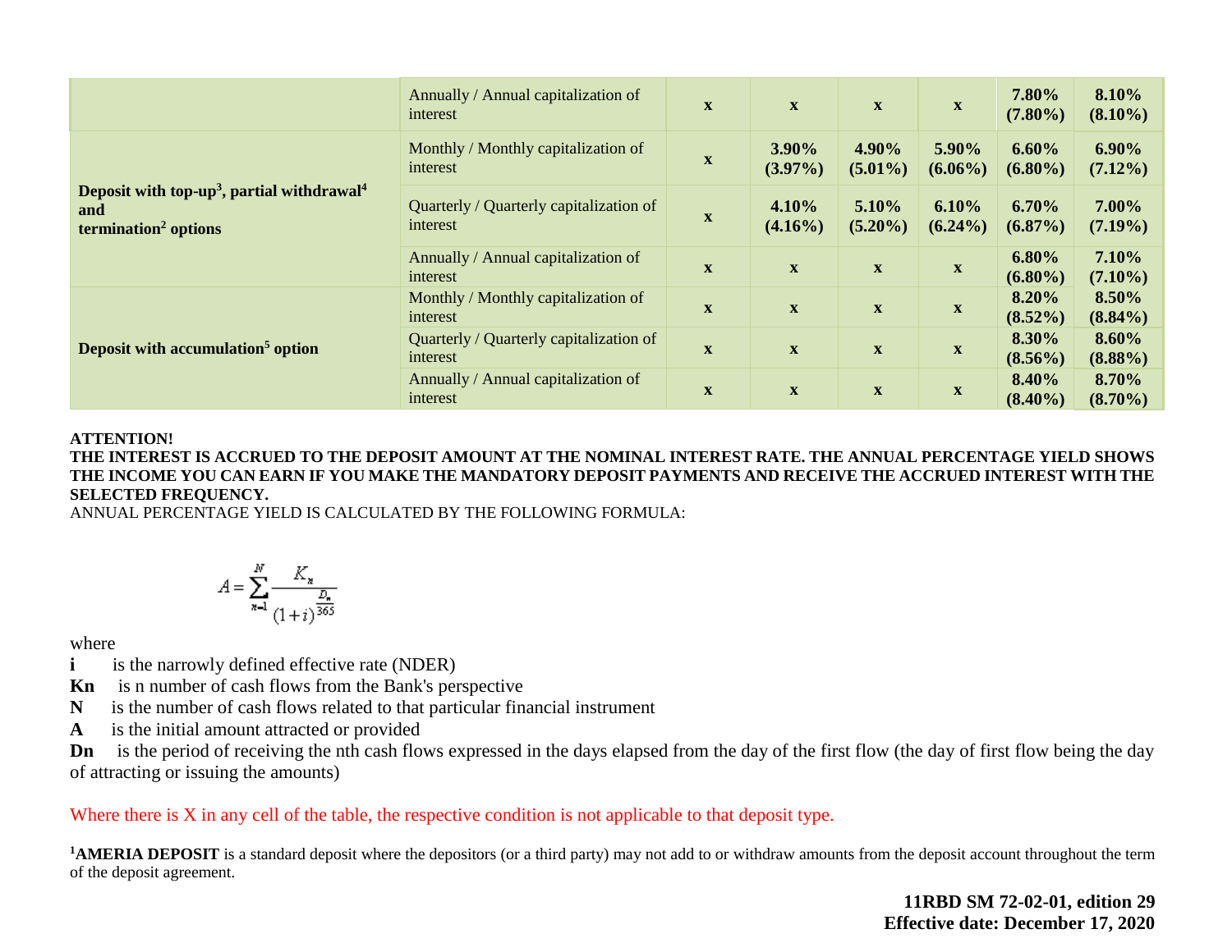| | | | | | | | |
|---|---|---|---|---|---|---|---|
| | Annually / Annual capitalization of interest | **x** | **x** | **x** | **x** | **7.80% (7.80%)** | **8.10% (8.10%)** |
| **Deposit with top-up[3], partial withdrawal[4] and termination[2] options** | Monthly / Monthly capitalization of interest | **x** | **3.90% (3.97%)** | **4.90% (5.01%)** | **5.90% (6.06%)** | **6.60% (6.80%)** | **6.90% (7.12%)** |
| | Quarterly / Quarterly capitalization of interest | **x** | **4.10% (4.16%)** | **5.10% (5.20%)** | **6.10% (6.24%)** | **6.70% (6.87%)** | **7.00% (7.19%)** |
| | Annually / Annual capitalization of interest | **x** | **x** | **x** | **x** | **6.80% (6.80%)** | **7.10% (7.10%)** |
| **Deposit with accumulation[5] option** | Monthly / Monthly capitalization of interest | **x** | **x** | **x** | **x** | **8.20% (8.52%)** | **8.50% (8.84%)** |
| | Quarterly / Quarterly capitalization of interest | **x** | **x** | **x** | **x** | **8.30% (8.56%)** | **8.60% (8.88%)** |
| | Annually / Annual capitalization of interest | **x** | **x** | **x** | **x** | **8.40% (8.40%)** | **8.70% (8.70%)** |

**ATTENTION!**
**THE INTEREST IS ACCRUED TO THE DEPOSIT AMOUNT AT THE NOMINAL INTEREST RATE. THE ANNUAL PERCENTAGE YIELD SHOWS THE INCOME YOU CAN EARN IF YOU MAKE THE MANDATORY DEPOSIT PAYMENTS AND RECEIVE THE ACCRUED INTEREST WITH THE SELECTED FREQUENCY.**
ANNUAL PERCENTAGE YIELD IS CALCULATED BY THE FOLLOWING FORMULA:

$$A = \sum_{n=1}^{N} \frac{K_n}{(1+i)^{\frac{D_n}{365}}}$$

where

**i** is the narrowly defined effective rate (NDER)
**Kn** is n number of cash flows from the Bank's perspective
**N** is the number of cash flows related to that particular financial instrument
**A** is the initial amount attracted or provided
**Dn** is the period of receiving the nth cash flows expressed in the days elapsed from the day of the first flow (the day of first flow being the day of attracting or issuing the amounts)

Where there is X in any cell of the table, the respective condition is not applicable to that deposit type.

[1]**AMERIA DEPOSIT** is a standard deposit where the depositors (or a third party) may not add to or withdraw amounts from the deposit account throughout the term of the deposit agreement.

**11RBD SM 72-02-01, edition 29**
**Effective date: December 17, 2020**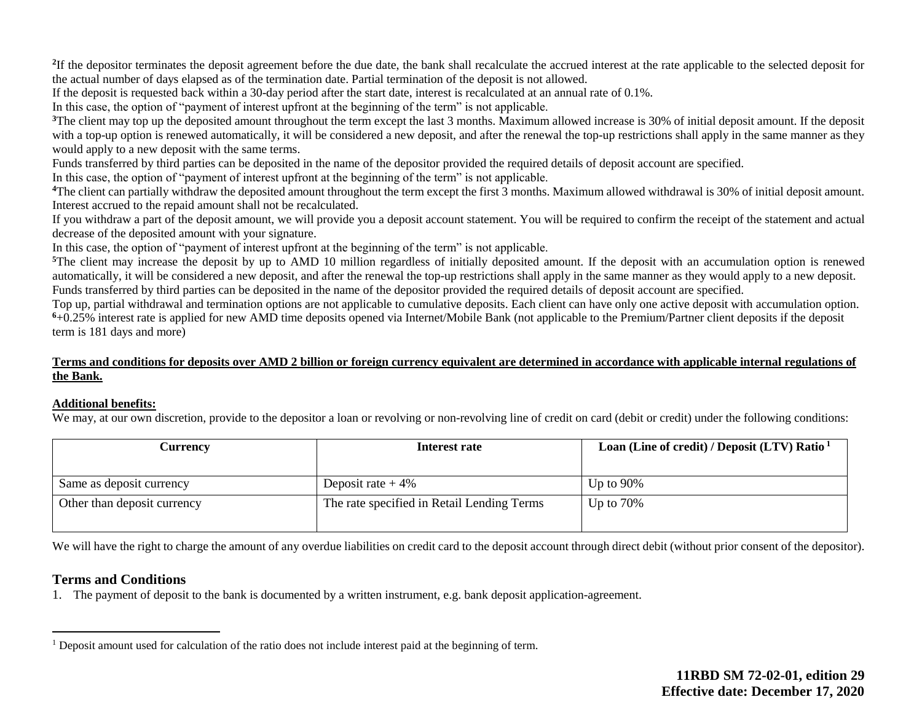[2]If the depositor terminates the deposit agreement before the due date, the bank shall recalculate the accrued interest at the rate applicable to the selected deposit for the actual number of days elapsed as of the termination date. Partial termination of the deposit is not allowed.

If the deposit is requested back within a 30-day period after the start date, interest is recalculated at an annual rate of 0.1%.

In this case, the option of "payment of interest upfront at the beginning of the term" is not applicable.

[3]The client may top up the deposited amount throughout the term except the last 3 months. Maximum allowed increase is 30% of initial deposit amount. If the deposit with a top-up option is renewed automatically, it will be considered a new deposit, and after the renewal the top-up restrictions shall apply in the same manner as they would apply to a new deposit with the same terms.

Funds transferred by third parties can be deposited in the name of the depositor provided the required details of deposit account are specified.

In this case, the option of "payment of interest upfront at the beginning of the term" is not applicable.

[4]The client can partially withdraw the deposited amount throughout the term except the first 3 months. Maximum allowed withdrawal is 30% of initial deposit amount. Interest accrued to the repaid amount shall not be recalculated.

If you withdraw a part of the deposit amount, we will provide you a deposit account statement. You will be required to confirm the receipt of the statement and actual decrease of the deposited amount with your signature.

In this case, the option of "payment of interest upfront at the beginning of the term" is not applicable.

[5]The client may increase the deposit by up to AMD 10 million regardless of initially deposited amount. If the deposit with an accumulation option is renewed automatically, it will be considered a new deposit, and after the renewal the top-up restrictions shall apply in the same manner as they would apply to a new deposit.

Funds transferred by third parties can be deposited in the name of the depositor provided the required details of deposit account are specified.

Top up, partial withdrawal and termination options are not applicable to cumulative deposits. Each client can have only one active deposit with accumulation option.

[6]+0.25% interest rate is applied for new AMD time deposits opened via Internet/Mobile Bank (not applicable to the Premium/Partner client deposits if the deposit term is 181 days and more)

**Terms and conditions for deposits over AMD 2 billion or foreign currency equivalent are determined in accordance with applicable internal regulations of the Bank.**

**Additional benefits:**

We may, at our own discretion, provide to the depositor a loan or revolving or non-revolving line of credit on card (debit or credit) under the following conditions:

| Currency | Interest rate | Loan (Line of credit) / Deposit (LTV) Ratio [1] |
|---|---|---|
| Same as deposit currency | Deposit rate + 4% | Up to 90% |
| Other than deposit currency | The rate specified in Retail Lending Terms | Up to 70% |

We will have the right to charge the amount of any overdue liabilities on credit card to the deposit account through direct debit (without prior consent of the depositor).

## Terms and Conditions

1. The payment of deposit to the bank is documented by a written instrument, e.g. bank deposit application-agreement.

[1] Deposit amount used for calculation of the ratio does not include interest paid at the beginning of term.

**11RBD SM 72-02-01, edition 29**
**Effective date: December 17, 2020**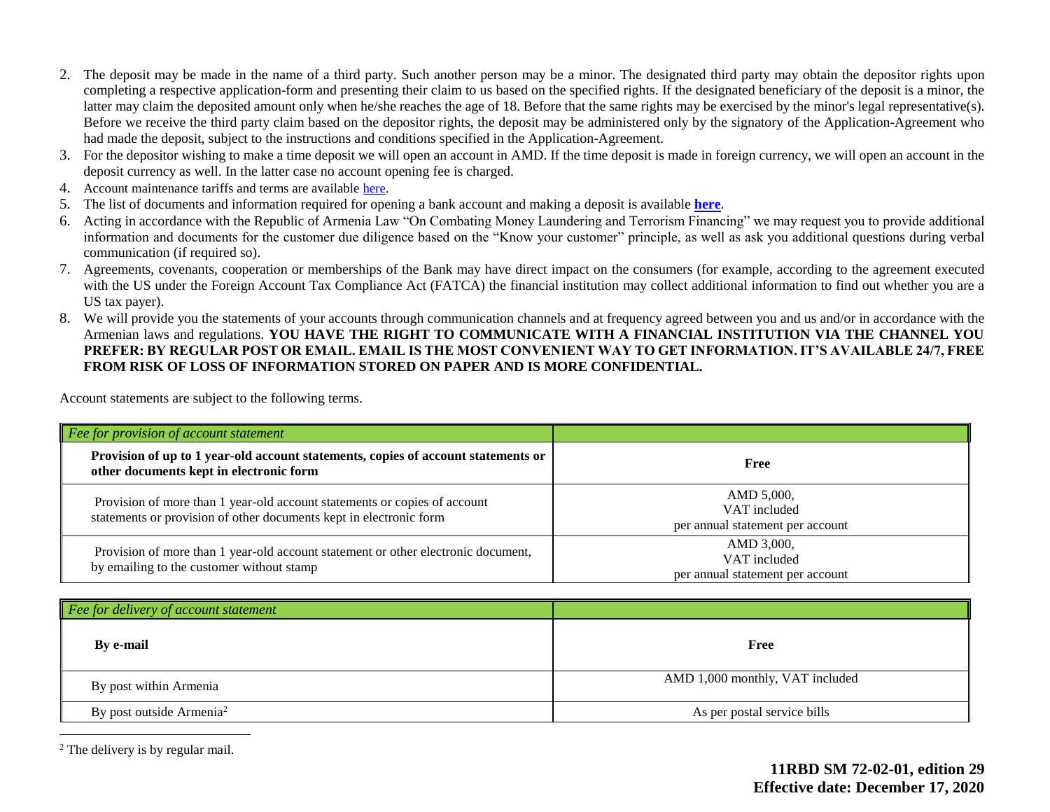2. The deposit may be made in the name of a third party. Such another person may be a minor. The designated third party may obtain the depositor rights upon completing a respective application-form and presenting their claim to us based on the specified rights. If the designated beneficiary of the deposit is a minor, the latter may claim the deposited amount only when he/she reaches the age of 18. Before that the same rights may be exercised by the minor's legal representative(s). Before we receive the third party claim based on the depositor rights, the deposit may be administered only by the signatory of the Application-Agreement who had made the deposit, subject to the instructions and conditions specified in the Application-Agreement.
3. For the depositor wishing to make a time deposit we will open an account in AMD. If the time deposit is made in foreign currency, we will open an account in the deposit currency as well. In the latter case no account opening fee is charged.
4. Account maintenance tariffs and terms are available here.
5. The list of documents and information required for opening a bank account and making a deposit is available **here**.
6. Acting in accordance with the Republic of Armenia Law "On Combating Money Laundering and Terrorism Financing" we may request you to provide additional information and documents for the customer due diligence based on the "Know your customer" principle, as well as ask you additional questions during verbal communication (if required so).
7. Agreements, covenants, cooperation or memberships of the Bank may have direct impact on the consumers (for example, according to the agreement executed with the US under the Foreign Account Tax Compliance Act (FATCA) the financial institution may collect additional information to find out whether you are a US tax payer).
8. We will provide you the statements of your accounts through communication channels and at frequency agreed between you and us and/or in accordance with the Armenian laws and regulations. **YOU HAVE THE RIGHT TO COMMUNICATE WITH A FINANCIAL INSTITUTION VIA THE CHANNEL YOU PREFER: BY REGULAR POST OR EMAIL. EMAIL IS THE MOST CONVENIENT WAY TO GET INFORMATION. IT'S AVAILABLE 24/7, FREE FROM RISK OF LOSS OF INFORMATION STORED ON PAPER AND IS MORE CONFIDENTIAL.**

Account statements are subject to the following terms.

| *Fee for provision of account statement* | |
|---|---|
| **Provision of up to 1 year-old account statements, copies of account statements or other documents kept in electronic form** | **Free** |
| Provision of more than 1 year-old account statements or copies of account statements or provision of other documents kept in electronic form | AMD 5,000, VAT included per annual statement per account |
| Provision of more than 1 year-old account statement or other electronic document, by emailing to the customer without stamp | AMD 3,000, VAT included per annual statement per account |

| *Fee for delivery of account statement* | |
|---|---|
| **By e-mail** | **Free** |
| By post within Armenia | AMD 1,000 monthly, VAT included |
| By post outside Armenia[2] | As per postal service bills |

[2] The delivery is by regular mail.

**11RBD SM 72-02-01, edition 29**
**Effective date: December 17, 2020**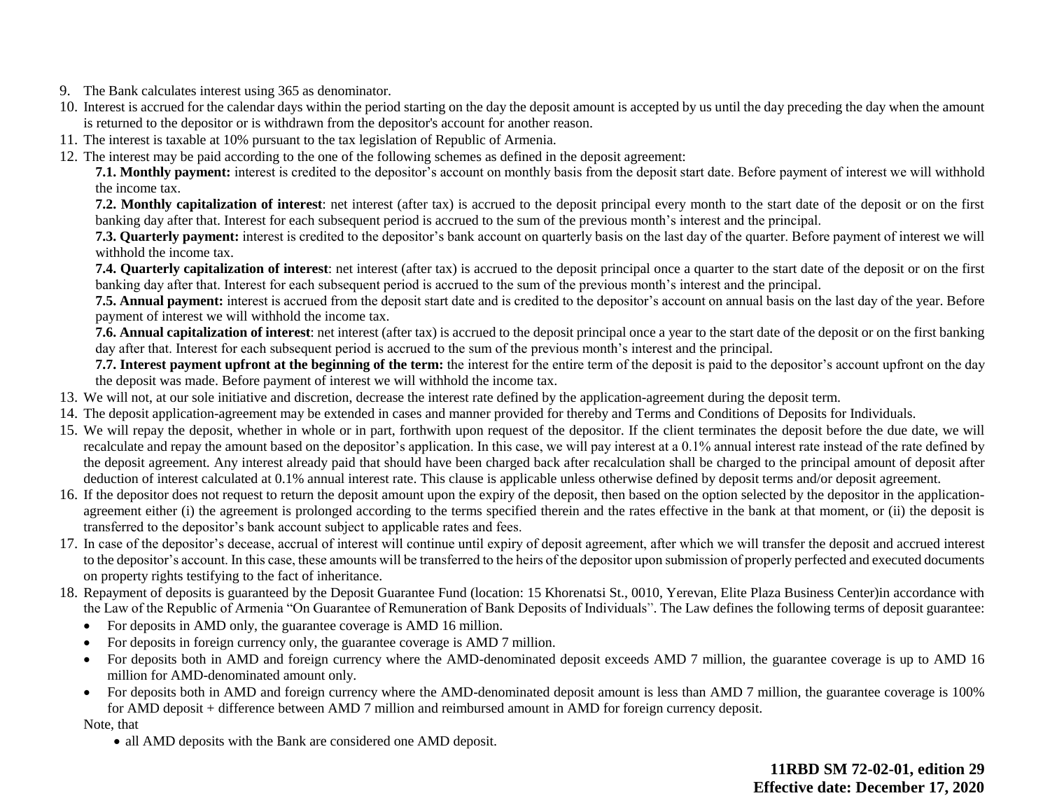9. The Bank calculates interest using 365 as denominator.
10. Interest is accrued for the calendar days within the period starting on the day the deposit amount is accepted by us until the day preceding the day when the amount is returned to the depositor or is withdrawn from the depositor's account for another reason.
11. The interest is taxable at 10% pursuant to the tax legislation of Republic of Armenia.
12. The interest may be paid according to the one of the following schemes as defined in the deposit agreement:

    **7.1. Monthly payment:** interest is credited to the depositor's account on monthly basis from the deposit start date. Before payment of interest we will withhold the income tax.

    **7.2. Monthly capitalization of interest**: net interest (after tax) is accrued to the deposit principal every month to the start date of the deposit or on the first banking day after that. Interest for each subsequent period is accrued to the sum of the previous month's interest and the principal.

    **7.3. Quarterly payment:** interest is credited to the depositor's bank account on quarterly basis on the last day of the quarter. Before payment of interest we will withhold the income tax.

    **7.4. Quarterly capitalization of interest**: net interest (after tax) is accrued to the deposit principal once a quarter to the start date of the deposit or on the first banking day after that. Interest for each subsequent period is accrued to the sum of the previous month's interest and the principal.

    **7.5. Annual payment:** interest is accrued from the deposit start date and is credited to the depositor's account on annual basis on the last day of the year. Before payment of interest we will withhold the income tax.

    **7.6. Annual capitalization of interest**: net interest (after tax) is accrued to the deposit principal once a year to the start date of the deposit or on the first banking day after that. Interest for each subsequent period is accrued to the sum of the previous month's interest and the principal.

    **7.7. Interest payment upfront at the beginning of the term:** the interest for the entire term of the deposit is paid to the depositor's account upfront on the day the deposit was made. Before payment of interest we will withhold the income tax.
13. We will not, at our sole initiative and discretion, decrease the interest rate defined by the application-agreement during the deposit term.
14. The deposit application-agreement may be extended in cases and manner provided for thereby and Terms and Conditions of Deposits for Individuals.
15. We will repay the deposit, whether in whole or in part, forthwith upon request of the depositor. If the client terminates the deposit before the due date, we will recalculate and repay the amount based on the depositor's application. In this case, we will pay interest at a 0.1% annual interest rate instead of the rate defined by the deposit agreement. Any interest already paid that should have been charged back after recalculation shall be charged to the principal amount of deposit after deduction of interest calculated at 0.1% annual interest rate. This clause is applicable unless otherwise defined by deposit terms and/or deposit agreement.
16. If the depositor does not request to return the deposit amount upon the expiry of the deposit, then based on the option selected by the depositor in the application-agreement either (i) the agreement is prolonged according to the terms specified therein and the rates effective in the bank at that moment, or (ii) the deposit is transferred to the depositor's bank account subject to applicable rates and fees.
17. In case of the depositor's decease, accrual of interest will continue until expiry of deposit agreement, after which we will transfer the deposit and accrued interest to the depositor's account. In this case, these amounts will be transferred to the heirs of the depositor upon submission of properly perfected and executed documents on property rights testifying to the fact of inheritance.
18. Repayment of deposits is guaranteed by the Deposit Guarantee Fund (location: 15 Khorenatsi St., 0010, Yerevan, Elite Plaza Business Center)in accordance with the Law of the Republic of Armenia "On Guarantee of Remuneration of Bank Deposits of Individuals". The Law defines the following terms of deposit guarantee:
    - For deposits in AMD only, the guarantee coverage is AMD 16 million.
    - For deposits in foreign currency only, the guarantee coverage is AMD 7 million.
    - For deposits both in AMD and foreign currency where the AMD-denominated deposit exceeds AMD 7 million, the guarantee coverage is up to AMD 16 million for AMD-denominated amount only.
    - For deposits both in AMD and foreign currency where the AMD-denominated deposit amount is less than AMD 7 million, the guarantee coverage is 100% for AMD deposit + difference between AMD 7 million and reimbursed amount in AMD for foreign currency deposit.

    Note, that

    - all AMD deposits with the Bank are considered one AMD deposit.

**11RBD SM 72-02-01, edition 29**
**Effective date: December 17, 2020**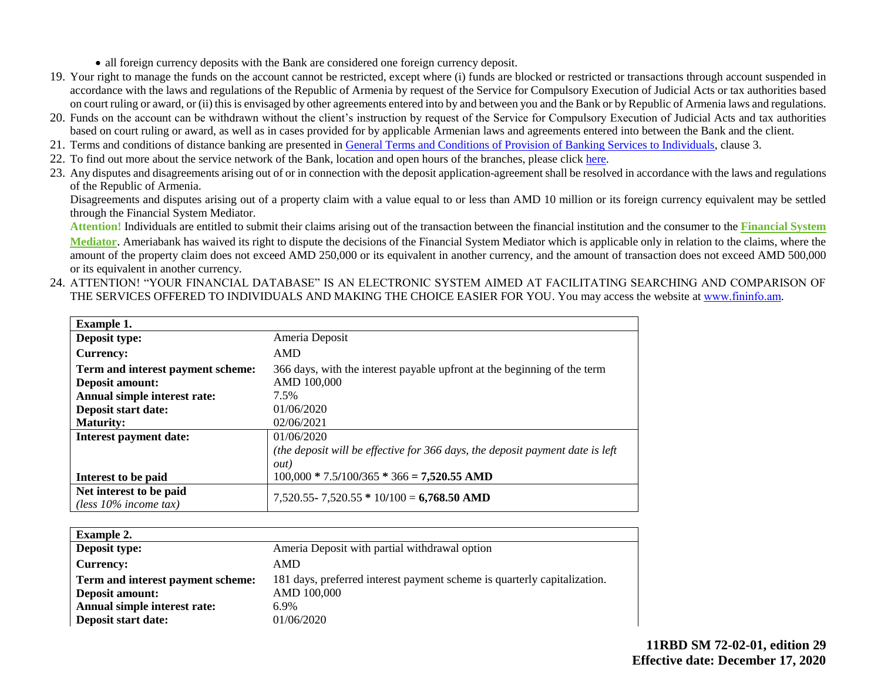- all foreign currency deposits with the Bank are considered one foreign currency deposit.

19. Your right to manage the funds on the account cannot be restricted, except where (i) funds are blocked or restricted or transactions through account suspended in accordance with the laws and regulations of the Republic of Armenia by request of the Service for Compulsory Execution of Judicial Acts or tax authorities based on court ruling or award, or (ii) this is envisaged by other agreements entered into by and between you and the Bank or by Republic of Armenia laws and regulations.
20. Funds on the account can be withdrawn without the client's instruction by request of the Service for Compulsory Execution of Judicial Acts and tax authorities based on court ruling or award, as well as in cases provided for by applicable Armenian laws and agreements entered into between the Bank and the client.
21. Terms and conditions of distance banking are presented in General Terms and Conditions of Provision of Banking Services to Individuals, clause 3.
22. To find out more about the service network of the Bank, location and open hours of the branches, please click here.
23. Any disputes and disagreements arising out of or in connection with the deposit application-agreement shall be resolved in accordance with the laws and regulations of the Republic of Armenia.
    Disagreements and disputes arising out of a property claim with a value equal to or less than AMD 10 million or its foreign currency equivalent may be settled through the Financial System Mediator.
    **Attention!** Individuals are entitled to submit their claims arising out of the transaction between the financial institution and the consumer to the **Financial System Mediator**. Ameriabank has waived its right to dispute the decisions of the Financial System Mediator which is applicable only in relation to the claims, where the amount of the property claim does not exceed AMD 250,000 or its equivalent in another currency, and the amount of transaction does not exceed AMD 500,000 or its equivalent in another currency.
24. ATTENTION! "YOUR FINANCIAL DATABASE" IS AN ELECTRONIC SYSTEM AIMED AT FACILITATING SEARCHING AND COMPARISON OF THE SERVICES OFFERED TO INDIVIDUALS AND MAKING THE CHOICE EASIER FOR YOU. You may access the website at www.fininfo.am.

| **Example 1.** | |
|---|---|
| **Deposit type:** | Ameria Deposit |
| **Currency:** | AMD |
| **Term and interest payment scheme:** | 366 days, with the interest payable upfront at the beginning of the term |
| **Deposit amount:** | AMD 100,000 |
| **Annual simple interest rate:** | 7.5% |
| **Deposit start date:** | 01/06/2020 |
| **Maturity:** | 02/06/2021 |
| **Interest payment date:** | 01/06/2020 *(the deposit will be effective for 366 days, the deposit payment date is left out)* |
| **Interest to be paid** | 100,000 * 7.5/100/365 * 366 = **7,520.55 AMD** |
| **Net interest to be paid** *(less 10% income tax)* | 7,520.55- 7,520.55 * 10/100 = **6,768.50 AMD** |

| **Example 2.** | |
|---|---|
| **Deposit type:** | Ameria Deposit with partial withdrawal option |
| **Currency:** | AMD |
| **Term and interest payment scheme:** | 181 days, preferred interest payment scheme is quarterly capitalization. |
| **Deposit amount:** | AMD 100,000 |
| **Annual simple interest rate:** | 6.9% |
| **Deposit start date:** | 01/06/2020 |

**11RBD SM 72-02-01, edition 29**
**Effective date: December 17, 2020**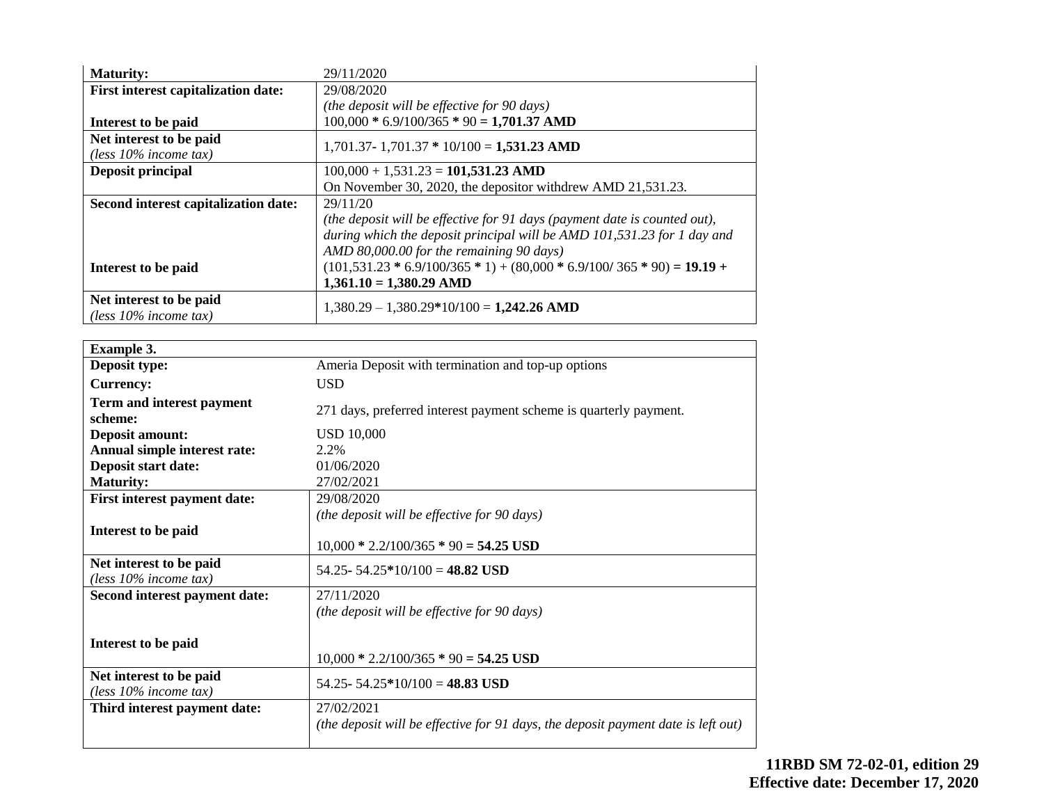| | |
|---|---|
| **Maturity:** | 29/11/2020 |
| **First interest capitalization date:** <br><br> **Interest to be paid** | 29/08/2020 <br> *(the deposit will be effective for 90 days)* <br> 100,000 * 6.9/100/365 * 90 **= 1,701.37 AMD** |
| **Net interest to be paid** <br> *(less 10% income tax)* | 1,701.37- 1,701.37 * 10/100 = **1,531.23 AMD** |
| **Deposit principal** | 100,000 + 1,531.23 = **101,531.23 AMD** <br> On November 30, 2020, the depositor withdrew AMD 21,531.23. |
| **Second interest capitalization date:** <br><br><br><br> **Interest to be paid** | 29/11/20 <br> *(the deposit will be effective for 91 days (payment date is counted out), during which the deposit principal will be AMD 101,531.23 for 1 day and AMD 80,000.00 for the remaining 90 days)* <br> (101,531.23 * 6.9/100/365 * 1) + (80,000 * 6.9/100/ 365 * 90) **= 19.19 + 1,361.10 = 1,380.29 AMD** |
| **Net interest to be paid** <br> *(less 10% income tax)* | 1,380.29 – 1,380.29*10/100 = **1,242.26 AMD** |

| **Example 3.** | |
|---|---|
| **Deposit type:** | Ameria Deposit with termination and top-up options |
| **Currency:** | USD |
| **Term and interest payment scheme:** | 271 days, preferred interest payment scheme is quarterly payment. |
| **Deposit amount:** | USD 10,000 |
| **Annual simple interest rate:** | 2.2% |
| **Deposit start date:** | 01/06/2020 |
| **Maturity:** | 27/02/2021 |
| **First interest payment date:** <br><br> **Interest to be paid** | 29/08/2020 <br> *(the deposit will be effective for 90 days)* <br><br> 10,000 * 2.2/100/365 * 90 **= 54.25 USD** |
| **Net interest to be paid** <br> *(less 10% income tax)* | 54.25- 54.25*10/100 = **48.82 USD** |
| **Second interest payment date:** <br><br><br> **Interest to be paid** | 27/11/2020 <br> *(the deposit will be effective for 90 days)* <br><br><br> 10,000 * 2.2/100/365 * 90 **= 54.25 USD** |
| **Net interest to be paid** <br> *(less 10% income tax)* | 54.25- 54.25*10/100 = **48.83 USD** |
| **Third interest payment date:** | 27/02/2021 <br> *(the deposit will be effective for 91 days, the deposit payment date is left out)* |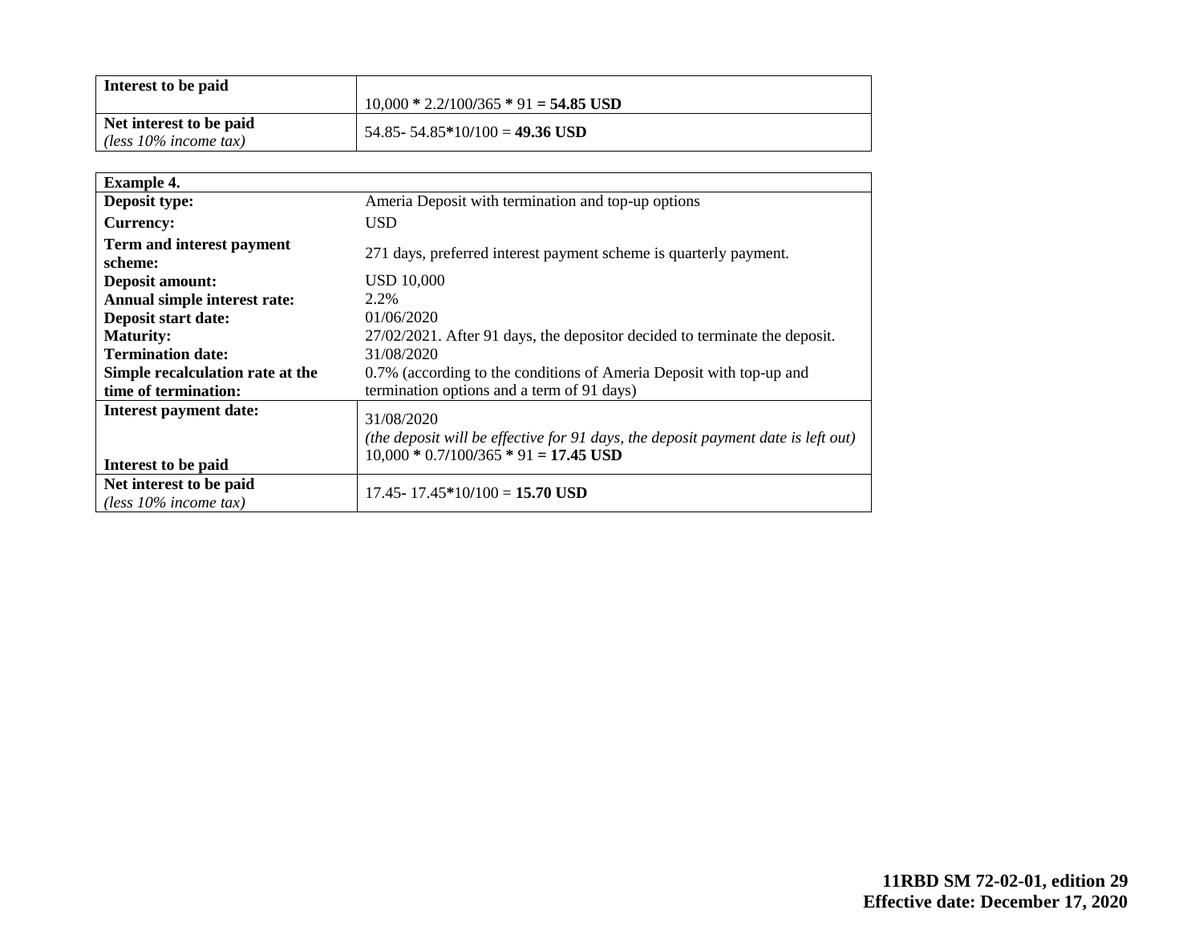| | |
|---|---|
| **Interest to be paid** | 10,000 * 2.2/100/365 * 91 **= 54.85 USD** |
| **Net interest to be paid** *(less 10% income tax)* | 54.85- 54.85*10/100 = **49.36 USD** |

| **Example 4.** | |
|---|---|
| **Deposit type:** | Ameria Deposit with termination and top-up options |
| **Currency:** | USD |
| **Term and interest payment scheme:** | 271 days, preferred interest payment scheme is quarterly payment. |
| **Deposit amount:** | USD 10,000 |
| **Annual simple interest rate:** | 2.2% |
| **Deposit start date:** | 01/06/2020 |
| **Maturity:** | 27/02/2021. After 91 days, the depositor decided to terminate the deposit. |
| **Termination date:** | 31/08/2020 |
| **Simple recalculation rate at the time of termination:** | 0.7% (according to the conditions of Ameria Deposit with top-up and termination options and a term of 91 days) |
| **Interest payment date:** | 31/08/2020 *(the deposit will be effective for 91 days, the deposit payment date is left out)* |
| **Interest to be paid** | 10,000 * 0.7/100/365 * 91 **= 17.45 USD** |
| **Net interest to be paid** *(less 10% income tax)* | 17.45- 17.45*10/100 = **15.70 USD** |